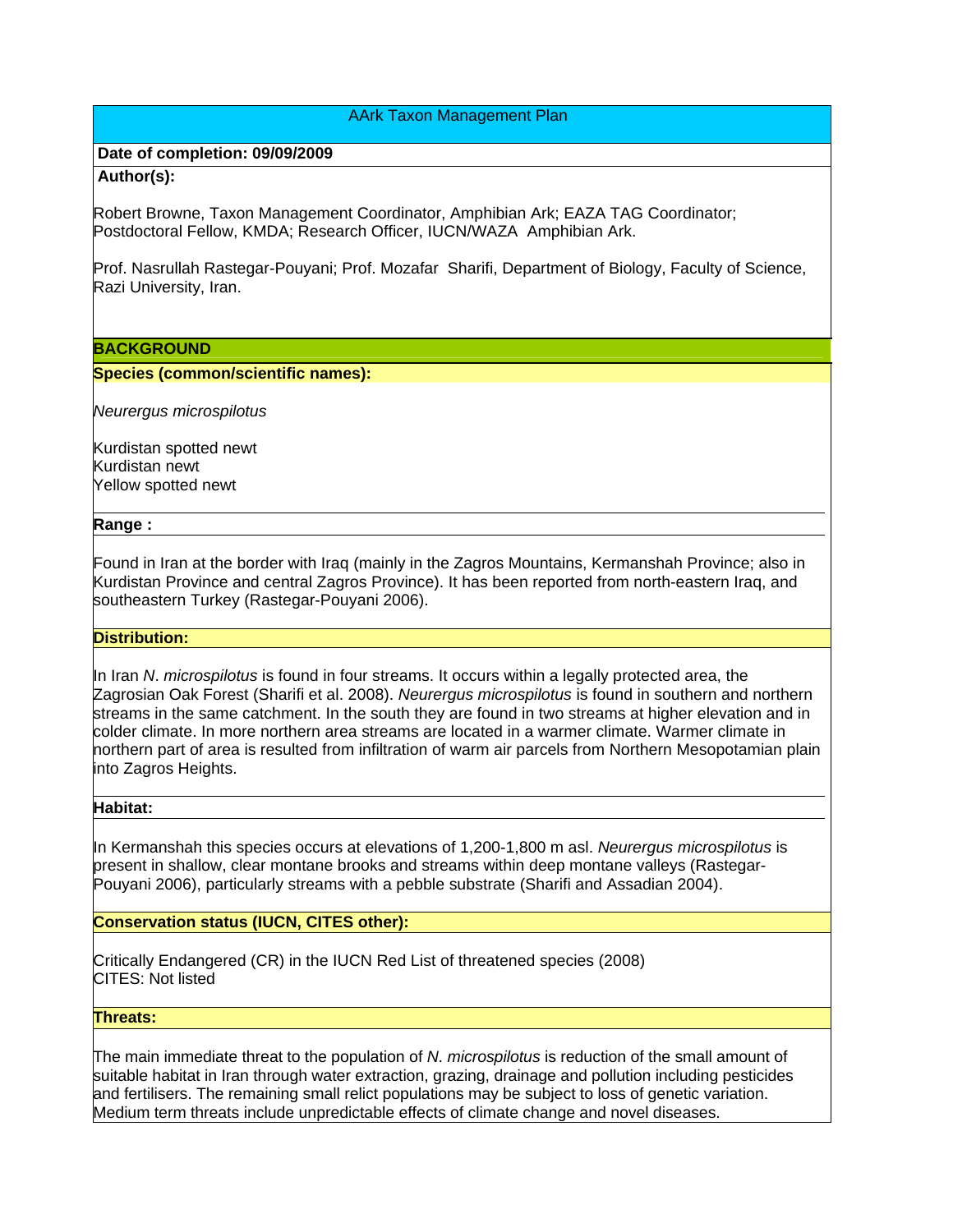# AArk Taxon Management Plan

**Date of completion: 09/09/2009**

**Author(s):**

Robert Browne, Taxon Management Coordinator, Amphibian Ark; EAZA TAG Coordinator; Postdoctoral Fellow, KMDA; Research Officer, IUCN/WAZA Amphibian Ark.

Prof. Nasrullah Rastegar-Pouyani; Prof. Mozafar Sharifi, Department of Biology, Faculty of Science, Razi University, Iran.

## BACKGROUND

### Species (common/scientific names):

*Neurergus microspilotus*

Kurdistan spotted newt
Kurdistan newt
Yellow spotted newt

### Range :

Found in Iran at the border with Iraq (mainly in the Zagros Mountains, Kermanshah Province; also in Kurdistan Province and central Zagros Province). It has been reported from north-eastern Iraq, and southeastern Turkey (Rastegar-Pouyani 2006).

### Distribution:

In Iran *N. microspilotus* is found in four streams. It occurs within a legally protected area, the Zagrosian Oak Forest (Sharifi et al. 2008). *Neurergus microspilotus* is found in southern and northern streams in the same catchment. In the south they are found in two streams at higher elevation and in colder climate. In more northern area streams are located in a warmer climate. Warmer climate in northern part of area is resulted from infiltration of warm air parcels from Northern Mesopotamian plain into Zagros Heights.

### Habitat:

In Kermanshah this species occurs at elevations of 1,200-1,800 m asl. *Neurergus microspilotus* is present in shallow, clear montane brooks and streams within deep montane valleys (Rastegar-Pouyani 2006), particularly streams with a pebble substrate (Sharifi and Assadian 2004).

### Conservation status (IUCN, CITES other):

Critically Endangered (CR) in the IUCN Red List of threatened species (2008)
CITES: Not listed

### Threats:

The main immediate threat to the population of *N. microspilotus* is reduction of the small amount of suitable habitat in Iran through water extraction, grazing, drainage and pollution including pesticides and fertilisers. The remaining small relict populations may be subject to loss of genetic variation. Medium term threats include unpredictable effects of climate change and novel diseases.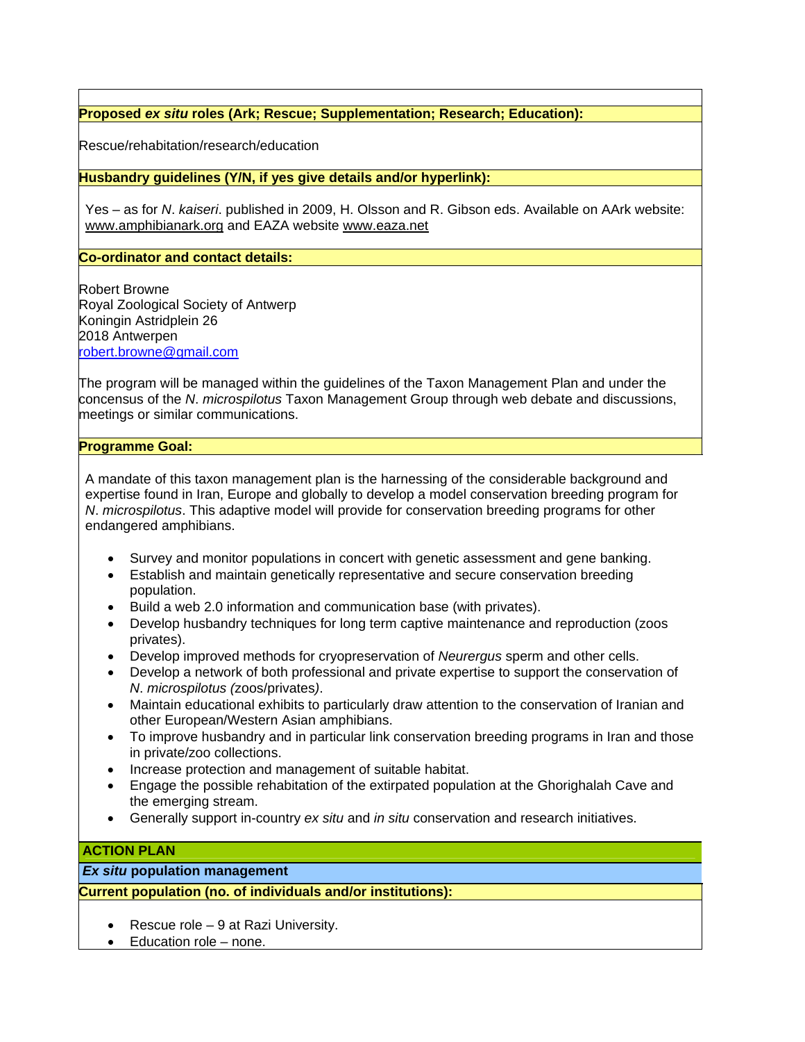**Proposed *ex situ* roles (Ark; Rescue; Supplementation; Research; Education):**

Rescue/rehabilitation/research/education

**Husbandry guidelines (Y/N, if yes give details and/or hyperlink):**

Yes – as for *N*. *kaiseri*. published in 2009, H. Olsson and R. Gibson eds. Available on AArk website: www.amphibianark.org and EAZA website www.eaza.net

**Co-ordinator and contact details:**

Robert Browne
Royal Zoological Society of Antwerp
Koningin Astridplein 26
2018 Antwerpen
robert.browne@gmail.com

The program will be managed within the guidelines of the Taxon Management Plan and under the concensus of the *N*. *microspilotus* Taxon Management Group through web debate and discussions, meetings or similar communications.

**Programme Goal:**

A mandate of this taxon management plan is the harnessing of the considerable background and expertise found in Iran, Europe and globally to develop a model conservation breeding program for *N*. *microspilotus*. This adaptive model will provide for conservation breeding programs for other endangered amphibians.

- Survey and monitor populations in concert with genetic assessment and gene banking.
- Establish and maintain genetically representative and secure conservation breeding population.
- Build a web 2.0 information and communication base (with privates).
- Develop husbandry techniques for long term captive maintenance and reproduction (zoos privates).
- Develop improved methods for cryopreservation of *Neurergus* sperm and other cells.
- Develop a network of both professional and private expertise to support the conservation of *N*. *microspilotus (*zoos/privates*)*.
- Maintain educational exhibits to particularly draw attention to the conservation of Iranian and other European/Western Asian amphibians.
- To improve husbandry and in particular link conservation breeding programs in Iran and those in private/zoo collections.
- Increase protection and management of suitable habitat.
- Engage the possible rehabilitation of the extirpated population at the Ghorighalah Cave and the emerging stream.
- Generally support in-country *ex situ* and *in situ* conservation and research initiatives.

## ACTION PLAN

### *Ex situ* population management

**Current population (no. of individuals and/or institutions):**

- Rescue role – 9 at Razi University.
- Education role – none.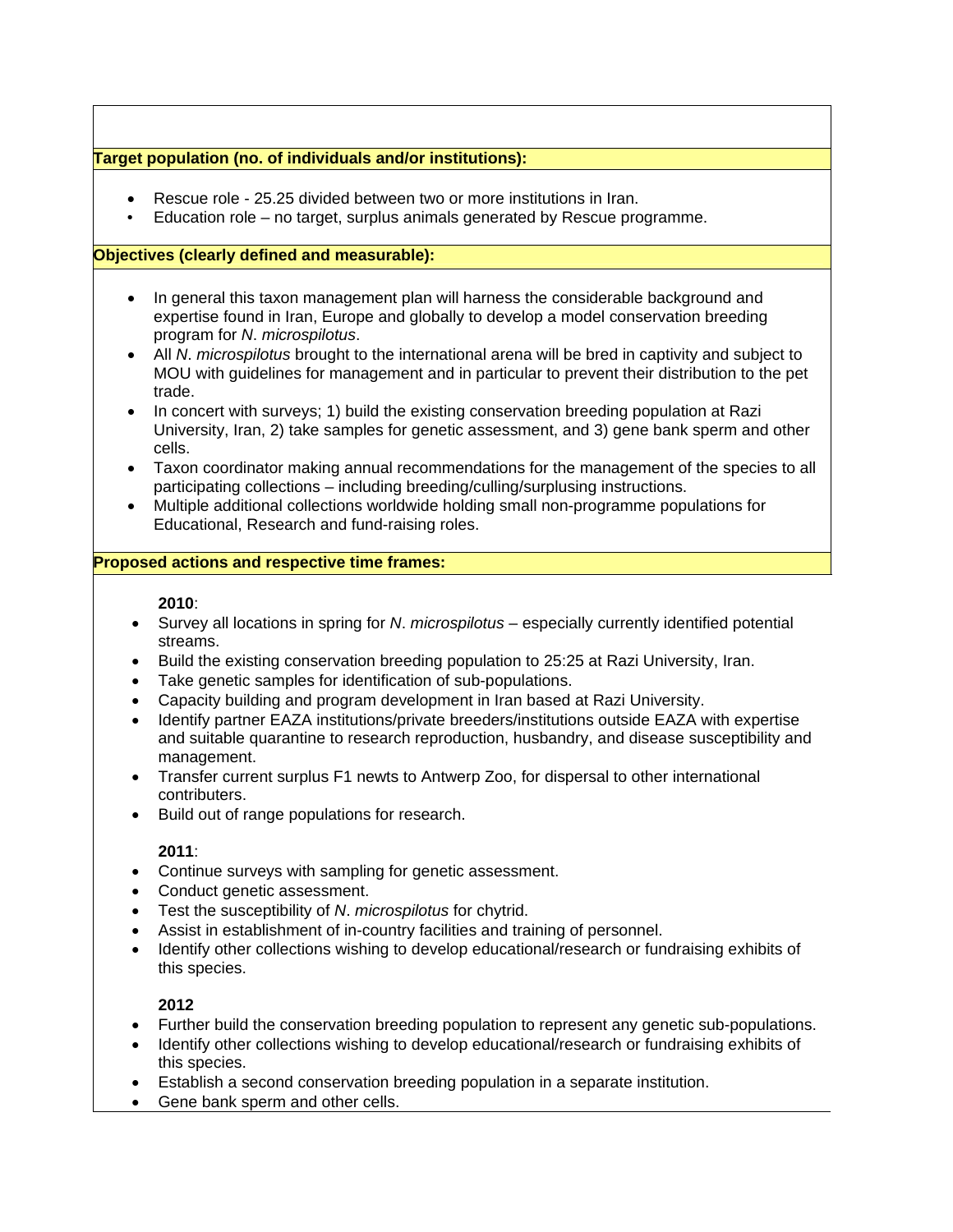**Target population (no. of individuals and/or institutions):**

- Rescue role - 25.25 divided between two or more institutions in Iran.
- Education role – no target, surplus animals generated by Rescue programme.

**Objectives (clearly defined and measurable):**

- In general this taxon management plan will harness the considerable background and expertise found in Iran, Europe and globally to develop a model conservation breeding program for *N. microspilotus*.
- All *N. microspilotus* brought to the international arena will be bred in captivity and subject to MOU with guidelines for management and in particular to prevent their distribution to the pet trade.
- In concert with surveys; 1) build the existing conservation breeding population at Razi University, Iran, 2) take samples for genetic assessment, and 3) gene bank sperm and other cells.
- Taxon coordinator making annual recommendations for the management of the species to all participating collections – including breeding/culling/surplusing instructions.
- Multiple additional collections worldwide holding small non-programme populations for Educational, Research and fund-raising roles.

**Proposed actions and respective time frames:**

**2010**:

- Survey all locations in spring for *N. microspilotus* – especially currently identified potential streams.
- Build the existing conservation breeding population to 25:25 at Razi University, Iran.
- Take genetic samples for identification of sub-populations.
- Capacity building and program development in Iran based at Razi University.
- Identify partner EAZA institutions/private breeders/institutions outside EAZA with expertise and suitable quarantine to research reproduction, husbandry, and disease susceptibility and management.
- Transfer current surplus F1 newts to Antwerp Zoo, for dispersal to other international contributers.
- Build out of range populations for research.

**2011**:

- Continue surveys with sampling for genetic assessment.
- Conduct genetic assessment.
- Test the susceptibility of *N. microspilotus* for chytrid.
- Assist in establishment of in-country facilities and training of personnel.
- Identify other collections wishing to develop educational/research or fundraising exhibits of this species.

**2012**

- Further build the conservation breeding population to represent any genetic sub-populations.
- Identify other collections wishing to develop educational/research or fundraising exhibits of this species.
- Establish a second conservation breeding population in a separate institution.
- Gene bank sperm and other cells.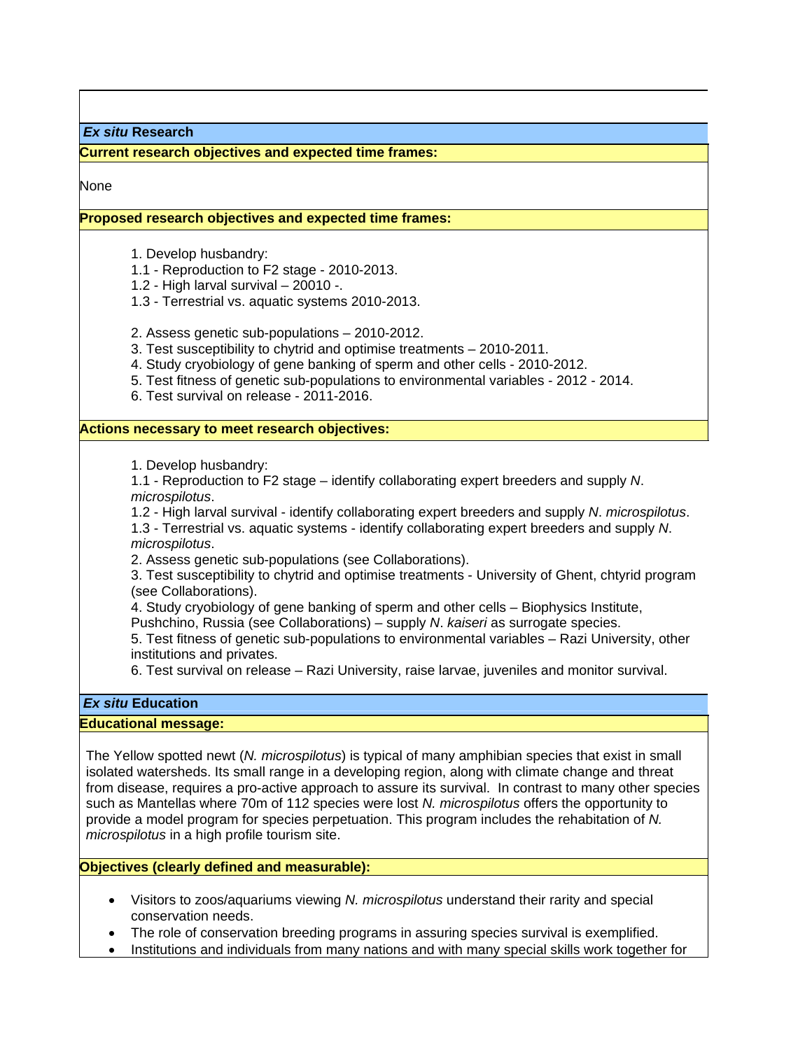## *Ex situ* Research

**Current research objectives and expected time frames:**

None

**Proposed research objectives and expected time frames:**

1. Develop husbandry:
1.1 - Reproduction to F2 stage - 2010-2013.
1.2 - High larval survival – 20010 -.
1.3 - Terrestrial vs. aquatic systems 2010-2013.

2. Assess genetic sub-populations – 2010-2012.
3. Test susceptibility to chytrid and optimise treatments – 2010-2011.
4. Study cryobiology of gene banking of sperm and other cells - 2010-2012.
5. Test fitness of genetic sub-populations to environmental variables - 2012 - 2014.
6. Test survival on release - 2011-2016.

**Actions necessary to meet research objectives:**

1. Develop husbandry:
1.1 - Reproduction to F2 stage – identify collaborating expert breeders and supply *N. microspilotus*.
1.2 - High larval survival - identify collaborating expert breeders and supply *N. microspilotus*.
1.3 - Terrestrial vs. aquatic systems - identify collaborating expert breeders and supply *N. microspilotus*.
2. Assess genetic sub-populations (see Collaborations).
3. Test susceptibility to chytrid and optimise treatments - University of Ghent, chtyrid program (see Collaborations).
4. Study cryobiology of gene banking of sperm and other cells – Biophysics Institute, Pushchino, Russia (see Collaborations) – supply *N. kaiseri* as surrogate species.
5. Test fitness of genetic sub-populations to environmental variables – Razi University, other institutions and privates.
6. Test survival on release – Razi University, raise larvae, juveniles and monitor survival.

## *Ex situ* Education

**Educational message:**

The Yellow spotted newt (*N. microspilotus*) is typical of many amphibian species that exist in small isolated watersheds. Its small range in a developing region, along with climate change and threat from disease, requires a pro-active approach to assure its survival. In contrast to many other species such as Mantellas where 70m of 112 species were lost *N. microspilotus* offers the opportunity to provide a model program for species perpetuation. This program includes the rehabitation of *N. microspilotus* in a high profile tourism site.

**Objectives (clearly defined and measurable):**

- Visitors to zoos/aquariums viewing *N. microspilotus* understand their rarity and special conservation needs.
- The role of conservation breeding programs in assuring species survival is exemplified.
- Institutions and individuals from many nations and with many special skills work together for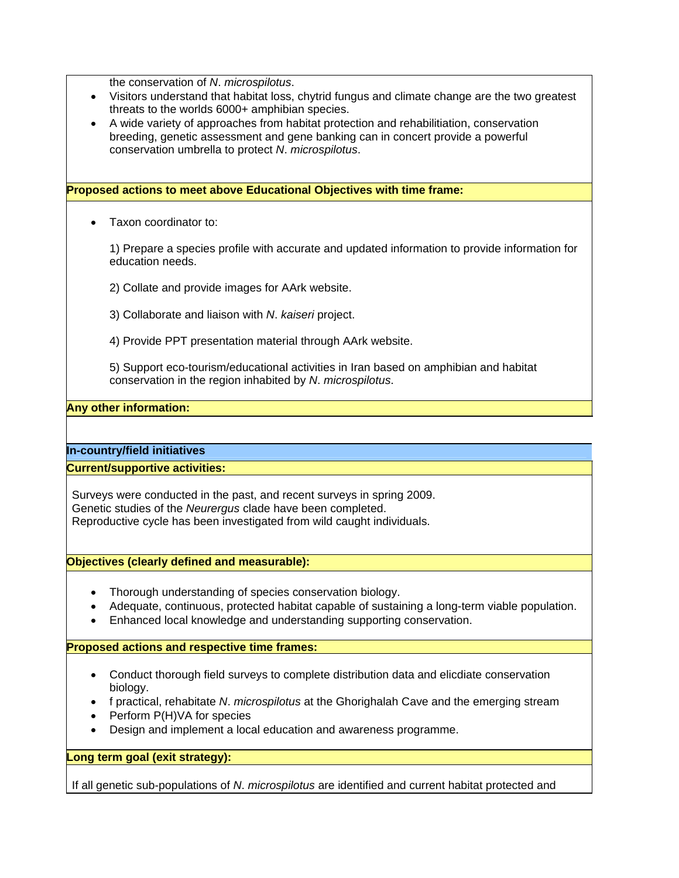the conservation of *N*. *microspilotus*.

- Visitors understand that habitat loss, chytrid fungus and climate change are the two greatest threats to the worlds 6000+ amphibian species.
- A wide variety of approaches from habitat protection and rehabilitiation, conservation breeding, genetic assessment and gene banking can in concert provide a powerful conservation umbrella to protect *N*. *microspilotus*.

**Proposed actions to meet above Educational Objectives with time frame:**

- Taxon coordinator to:

  1) Prepare a species profile with accurate and updated information to provide information for education needs.

  2) Collate and provide images for AArk website.

  3) Collaborate and liaison with *N*. *kaiseri* project.

  4) Provide PPT presentation material through AArk website.

  5) Support eco-tourism/educational activities in Iran based on amphibian and habitat conservation in the region inhabited by *N*. *microspilotus*.

**Any other information:**

## In-country/field initiatives

**Current/supportive activities:**

Surveys were conducted in the past, and recent surveys in spring 2009.
Genetic studies of the *Neurergus* clade have been completed.
Reproductive cycle has been investigated from wild caught individuals.

**Objectives (clearly defined and measurable):**

- Thorough understanding of species conservation biology.
- Adequate, continuous, protected habitat capable of sustaining a long-term viable population.
- Enhanced local knowledge and understanding supporting conservation.

**Proposed actions and respective time frames:**

- Conduct thorough field surveys to complete distribution data and elicdiate conservation biology.
- f practical, rehabitate *N*. *microspilotus* at the Ghorighalah Cave and the emerging stream
- Perform P(H)VA for species
- Design and implement a local education and awareness programme.

**Long term goal (exit strategy):**

If all genetic sub-populations of *N*. *microspilotus* are identified and current habitat protected and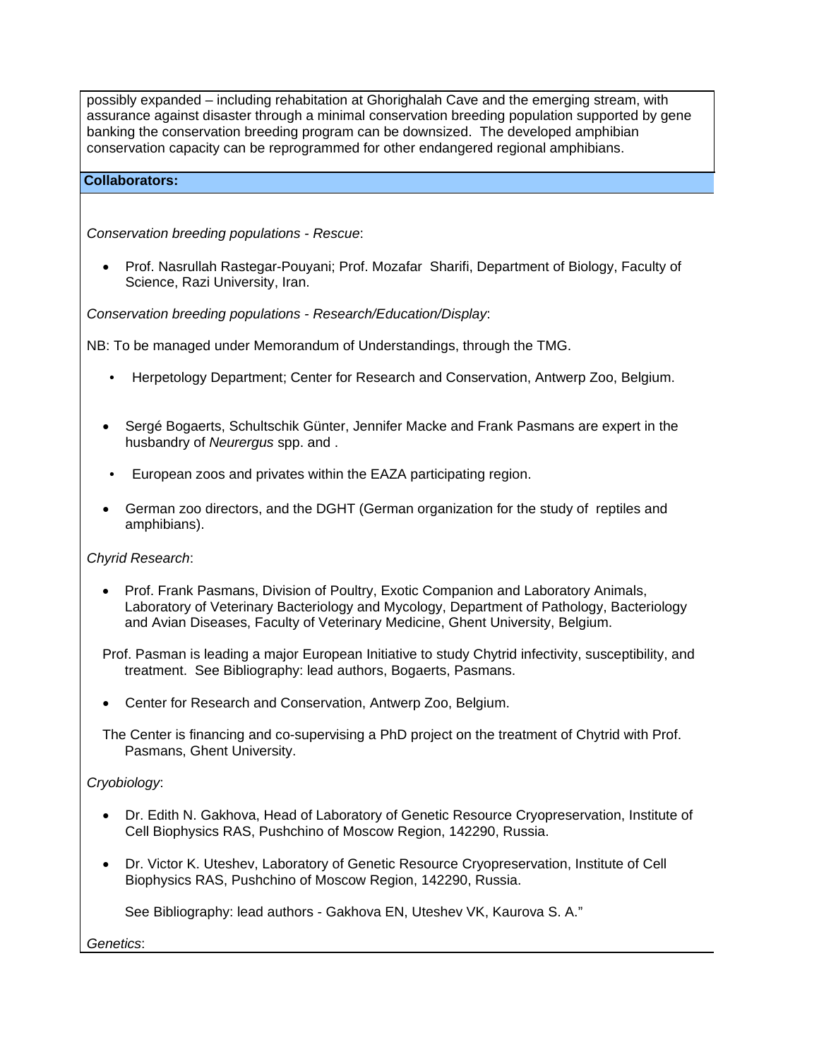possibly expanded – including rehabitation at Ghorighalah Cave and the emerging stream, with assurance against disaster through a minimal conservation breeding population supported by gene banking the conservation breeding program can be downsized. The developed amphibian conservation capacity can be reprogrammed for other endangered regional amphibians.

**Collaborators:**

*Conservation breeding populations - Rescue*:

- Prof. Nasrullah Rastegar-Pouyani; Prof. Mozafar Sharifi, Department of Biology, Faculty of Science, Razi University, Iran.

*Conservation breeding populations - Research/Education/Display*:

NB: To be managed under Memorandum of Understandings, through the TMG.

- Herpetology Department; Center for Research and Conservation, Antwerp Zoo, Belgium.

- Sergé Bogaerts, Schultschik Günter, Jennifer Macke and Frank Pasmans are expert in the husbandry of *Neurergus* spp. and .

- European zoos and privates within the EAZA participating region.

- German zoo directors, and the DGHT (German organization for the study of reptiles and amphibians).

*Chyrid Research*:

- Prof. Frank Pasmans, Division of Poultry, Exotic Companion and Laboratory Animals, Laboratory of Veterinary Bacteriology and Mycology, Department of Pathology, Bacteriology and Avian Diseases, Faculty of Veterinary Medicine, Ghent University, Belgium.

  Prof. Pasman is leading a major European Initiative to study Chytrid infectivity, susceptibility, and treatment. See Bibliography: lead authors, Bogaerts, Pasmans.

- Center for Research and Conservation, Antwerp Zoo, Belgium.

  The Center is financing and co-supervising a PhD project on the treatment of Chytrid with Prof. Pasmans, Ghent University.

*Cryobiology*:

- Dr. Edith N. Gakhova, Head of Laboratory of Genetic Resource Cryopreservation, Institute of Cell Biophysics RAS, Pushchino of Moscow Region, 142290, Russia.

- Dr. Victor K. Uteshev, Laboratory of Genetic Resource Cryopreservation, Institute of Cell Biophysics RAS, Pushchino of Moscow Region, 142290, Russia.

  See Bibliography: lead authors - Gakhova EN, Uteshev VK, Kaurova S. A."

*Genetics*: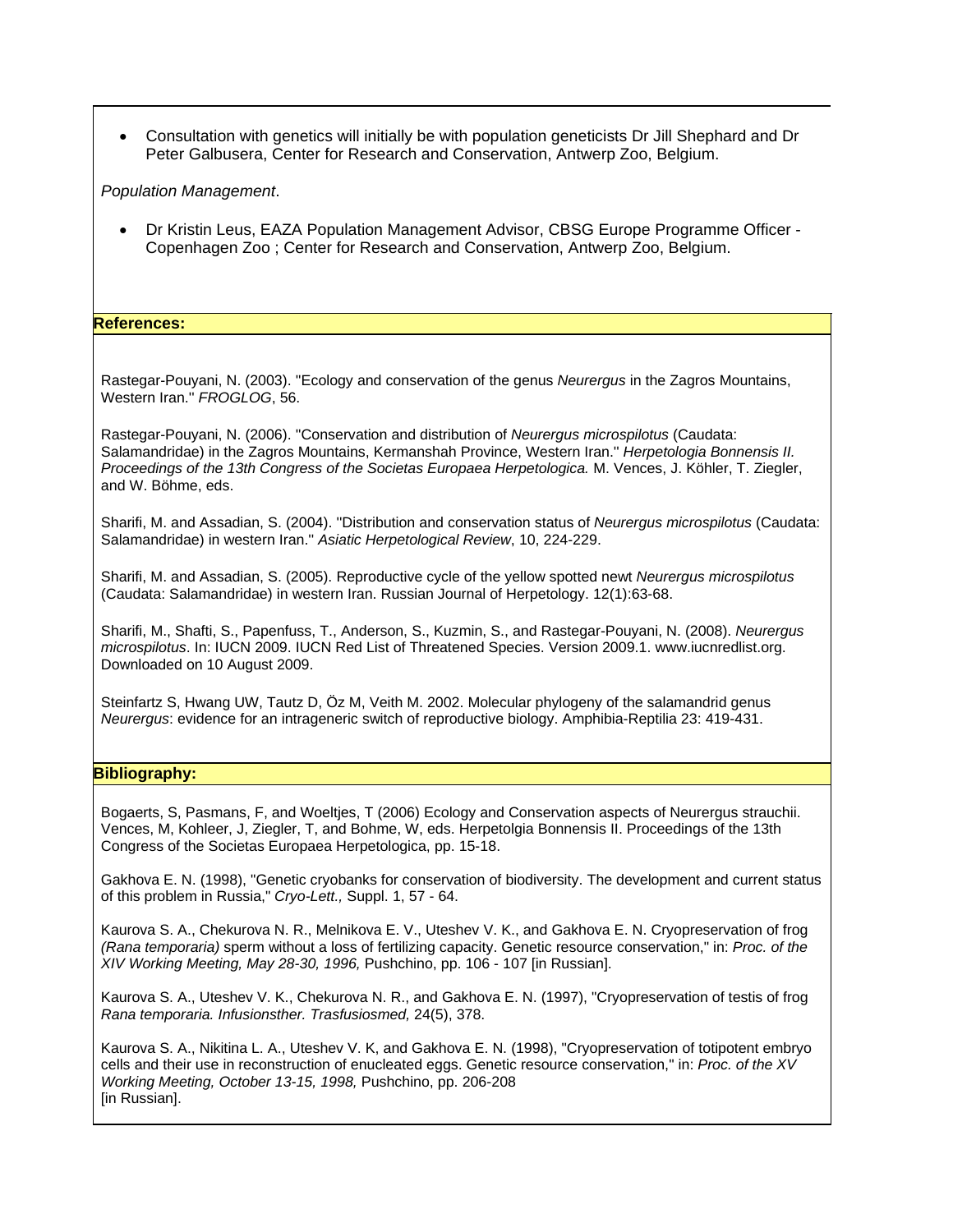- Consultation with genetics will initially be with population geneticists Dr Jill Shephard and Dr Peter Galbusera, Center for Research and Conservation, Antwerp Zoo, Belgium.

*Population Management*.

- Dr Kristin Leus, EAZA Population Management Advisor, CBSG Europe Programme Officer - Copenhagen Zoo ; Center for Research and Conservation, Antwerp Zoo, Belgium.

**References:**

Rastegar-Pouyani, N. (2003). "Ecology and conservation of the genus *Neurergus* in the Zagros Mountains, Western Iran." *FROGLOG*, 56.

Rastegar-Pouyani, N. (2006). "Conservation and distribution of *Neurergus microspilotus* (Caudata: Salamandridae) in the Zagros Mountains, Kermanshah Province, Western Iran." *Herpetologia Bonnensis II. Proceedings of the 13th Congress of the Societas Europaea Herpetologica.* M. Vences, J. Köhler, T. Ziegler, and W. Böhme, eds.

Sharifi, M. and Assadian, S. (2004). "Distribution and conservation status of *Neurergus microspilotus* (Caudata: Salamandridae) in western Iran." *Asiatic Herpetological Review*, 10, 224-229.

Sharifi, M. and Assadian, S. (2005). Reproductive cycle of the yellow spotted newt *Neurergus microspilotus* (Caudata: Salamandridae) in western Iran. Russian Journal of Herpetology. 12(1):63-68.

Sharifi, M., Shafti, S., Papenfuss, T., Anderson, S., Kuzmin, S., and Rastegar-Pouyani, N. (2008). *Neurergus microspilotus*. In: IUCN 2009. IUCN Red List of Threatened Species. Version 2009.1. www.iucnredlist.org. Downloaded on 10 August 2009.

Steinfartz S, Hwang UW, Tautz D, Öz M, Veith M. 2002. Molecular phylogeny of the salamandrid genus *Neurergus*: evidence for an intrageneric switch of reproductive biology. Amphibia-Reptilia 23: 419-431.

**Bibliography:**

Bogaerts, S, Pasmans, F, and Woeltjes, T (2006) Ecology and Conservation aspects of Neurergus strauchii. Vences, M, Kohleer, J, Ziegler, T, and Bohme, W, eds. Herpetolgia Bonnensis II. Proceedings of the 13th Congress of the Societas Europaea Herpetologica, pp. 15-18.

Gakhova E. N. (1998), "Genetic cryobanks for conservation of biodiversity. The development and current status of this problem in Russia," *Cryo-Lett.,* Suppl. 1, 57 - 64.

Kaurova S. A., Chekurova N. R., Melnikova E. V., Uteshev V. K., and Gakhova E. N. Cryopreservation of frog *(Rana temporaria)* sperm without a loss of fertilizing capacity. Genetic resource conservation," in: *Proc. of the XIV Working Meeting, May 28-30, 1996,* Pushchino, pp. 106 - 107 [in Russian].

Kaurova S. A., Uteshev V. K., Chekurova N. R., and Gakhova E. N. (1997), "Cryopreservation of testis of frog *Rana temporaria. Infusionsther. Trasfusiosmed,* 24(5), 378.

Kaurova S. A., Nikitina L. A., Uteshev V. K, and Gakhova E. N. (1998), "Cryopreservation of totipotent embryo cells and their use in reconstruction of enucleated eggs. Genetic resource conservation," in: *Proc. of the XV Working Meeting, October 13-15, 1998,* Pushchino, pp. 206-208 [in Russian].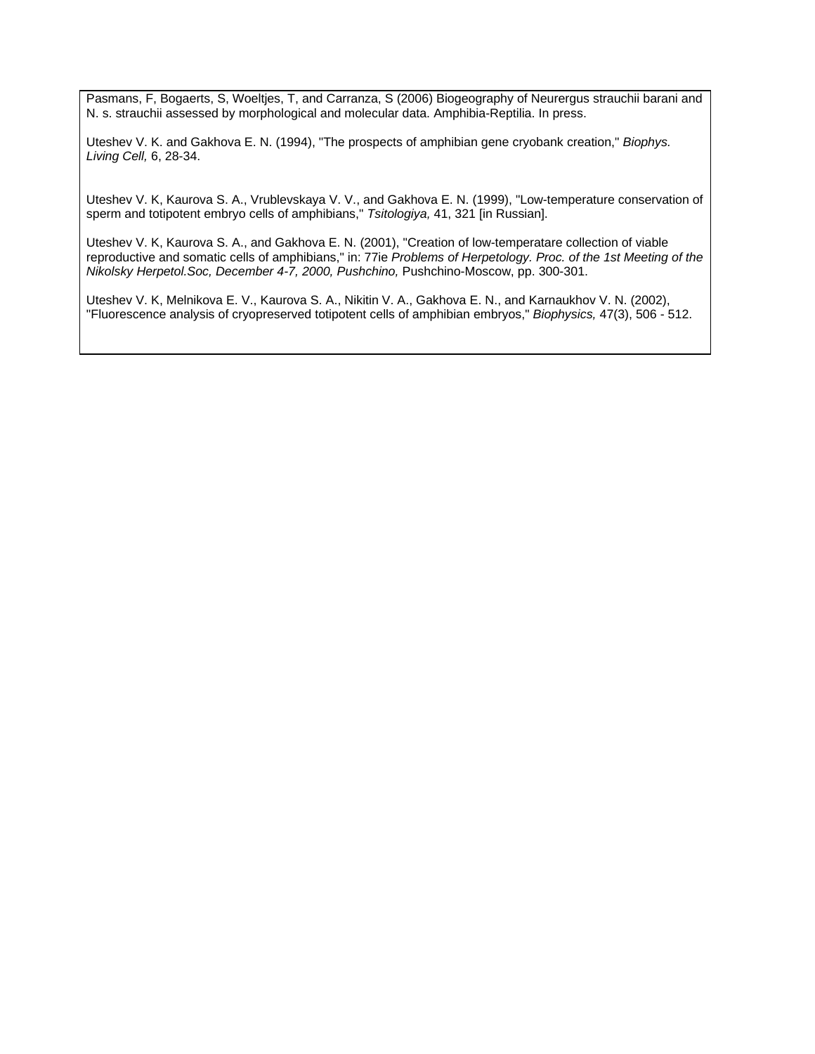Pasmans, F, Bogaerts, S, Woeltjes, T, and Carranza, S (2006) Biogeography of Neurergus strauchii barani and N. s. strauchii assessed by morphological and molecular data. Amphibia-Reptilia. In press.

Uteshev V. K. and Gakhova E. N. (1994), "The prospects of amphibian gene cryobank creation," *Biophys. Living Cell,* 6, 28-34.

Uteshev V. K, Kaurova S. A., Vrublevskaya V. V., and Gakhova E. N. (1999), "Low-temperature conservation of sperm and totipotent embryo cells of amphibians," *Tsitologiya,* 41, 321 [in Russian].

Uteshev V. K, Kaurova S. A., and Gakhova E. N. (2001), "Creation of low-temperatare collection of viable reproductive and somatic cells of amphibians," in: 77ie *Problems of Herpetology. Proc. of the 1st Meeting of the Nikolsky Herpetol.Soc, December 4-7, 2000, Pushchino,* Pushchino-Moscow, pp. 300-301.

Uteshev V. K, Melnikova E. V., Kaurova S. A., Nikitin V. A., Gakhova E. N., and Karnaukhov V. N. (2002), "Fluorescence analysis of cryopreserved totipotent cells of amphibian embryos," *Biophysics,* 47(3), 506 - 512.